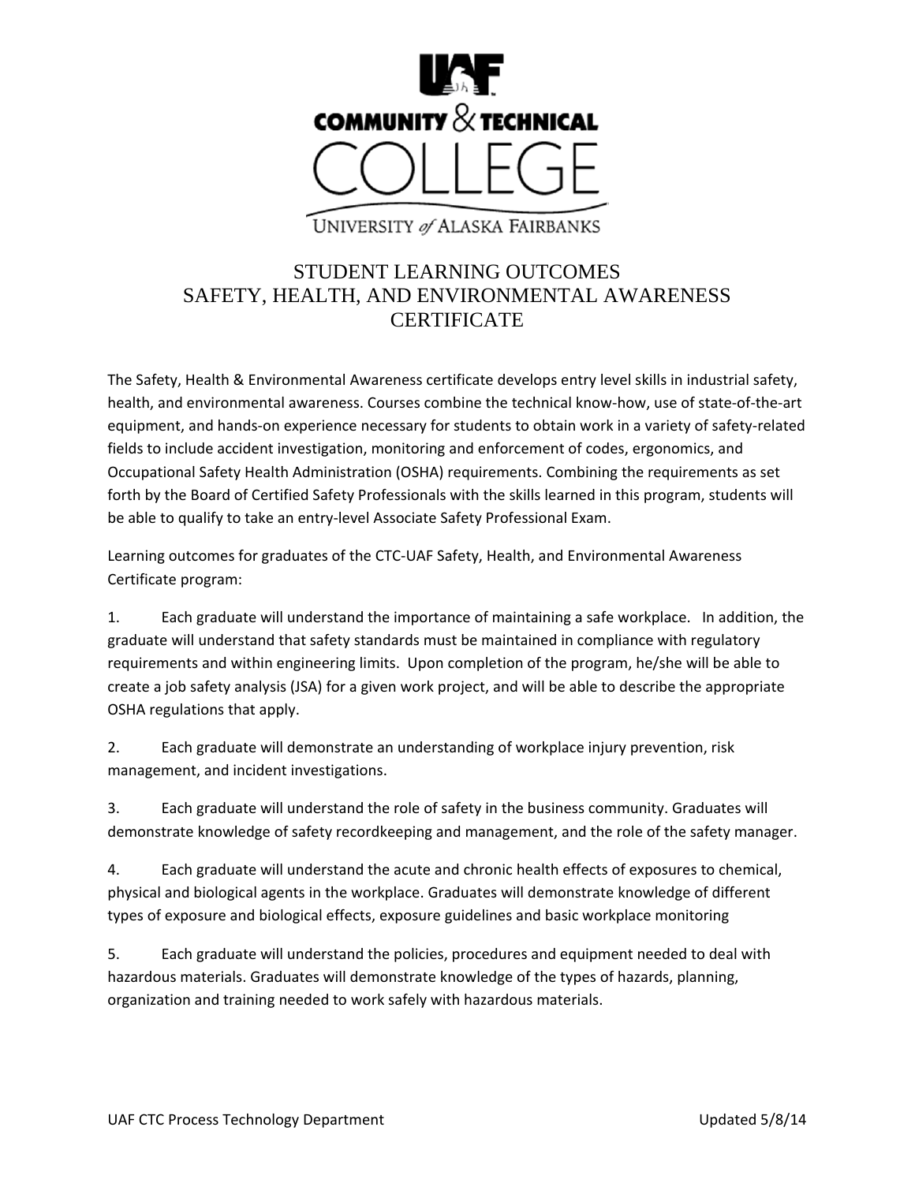# STUDENT LEARNING OUTCOMES
# SAFETY, HEALTH, AND ENVIRONMENTAL AWARENESS CERTIFICATE

The Safety, Health & Environmental Awareness certificate develops entry level skills in industrial safety, health, and environmental awareness. Courses combine the technical know-how, use of state-of-the-art equipment, and hands-on experience necessary for students to obtain work in a variety of safety-related fields to include accident investigation, monitoring and enforcement of codes, ergonomics, and Occupational Safety Health Administration (OSHA) requirements. Combining the requirements as set forth by the Board of Certified Safety Professionals with the skills learned in this program, students will be able to qualify to take an entry-level Associate Safety Professional Exam.

Learning outcomes for graduates of the CTC-UAF Safety, Health, and Environmental Awareness Certificate program:

1. Each graduate will understand the importance of maintaining a safe workplace. In addition, the graduate will understand that safety standards must be maintained in compliance with regulatory requirements and within engineering limits. Upon completion of the program, he/she will be able to create a job safety analysis (JSA) for a given work project, and will be able to describe the appropriate OSHA regulations that apply.

2. Each graduate will demonstrate an understanding of workplace injury prevention, risk management, and incident investigations.

3. Each graduate will understand the role of safety in the business community. Graduates will demonstrate knowledge of safety recordkeeping and management, and the role of the safety manager.

4. Each graduate will understand the acute and chronic health effects of exposures to chemical, physical and biological agents in the workplace. Graduates will demonstrate knowledge of different types of exposure and biological effects, exposure guidelines and basic workplace monitoring

5. Each graduate will understand the policies, procedures and equipment needed to deal with hazardous materials. Graduates will demonstrate knowledge of the types of hazards, planning, organization and training needed to work safely with hazardous materials.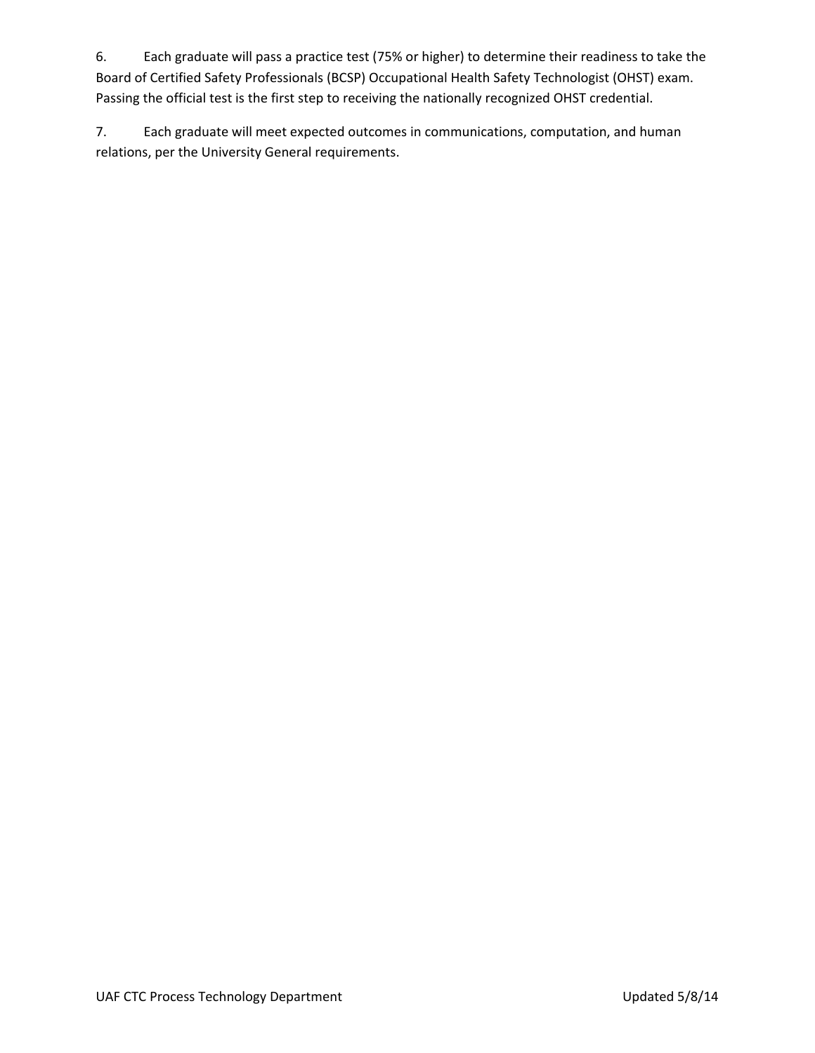6. Each graduate will pass a practice test (75% or higher) to determine their readiness to take the Board of Certified Safety Professionals (BCSP) Occupational Health Safety Technologist (OHST) exam. Passing the official test is the first step to receiving the nationally recognized OHST credential.

7. Each graduate will meet expected outcomes in communications, computation, and human relations, per the University General requirements.